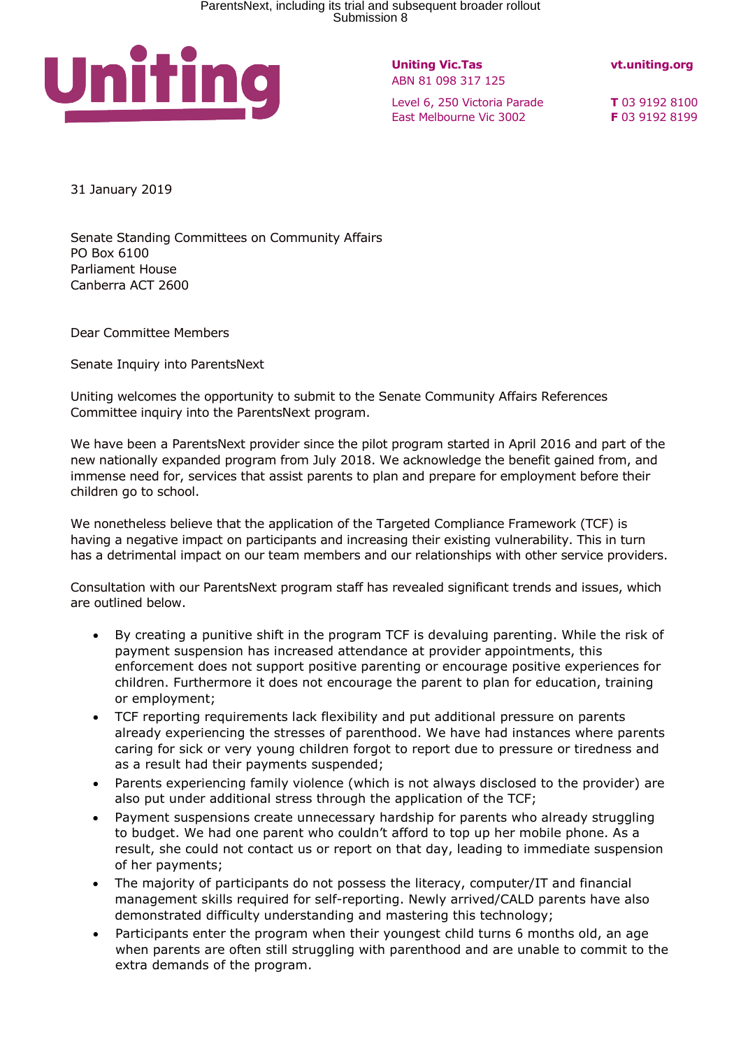**Uniting Vic.Tas**
ABN 81 098 317 125

Level 6, 250 Victoria Parade
East Melbourne Vic 3002

**vt.uniting.org**

**T** 03 9192 8100
**F** 03 9192 8199

31 January 2019

Senate Standing Committees on Community Affairs
PO Box 6100
Parliament House
Canberra ACT 2600

Dear Committee Members

Senate Inquiry into ParentsNext

Uniting welcomes the opportunity to submit to the Senate Community Affairs References Committee inquiry into the ParentsNext program.

We have been a ParentsNext provider since the pilot program started in April 2016 and part of the new nationally expanded program from July 2018. We acknowledge the benefit gained from, and immense need for, services that assist parents to plan and prepare for employment before their children go to school.

We nonetheless believe that the application of the Targeted Compliance Framework (TCF) is having a negative impact on participants and increasing their existing vulnerability. This in turn has a detrimental impact on our team members and our relationships with other service providers.

Consultation with our ParentsNext program staff has revealed significant trends and issues, which are outlined below.

- By creating a punitive shift in the program TCF is devaluing parenting. While the risk of payment suspension has increased attendance at provider appointments, this enforcement does not support positive parenting or encourage positive experiences for children. Furthermore it does not encourage the parent to plan for education, training or employment;
- TCF reporting requirements lack flexibility and put additional pressure on parents already experiencing the stresses of parenthood. We have had instances where parents caring for sick or very young children forgot to report due to pressure or tiredness and as a result had their payments suspended;
- Parents experiencing family violence (which is not always disclosed to the provider) are also put under additional stress through the application of the TCF;
- Payment suspensions create unnecessary hardship for parents who already struggling to budget. We had one parent who couldn't afford to top up her mobile phone. As a result, she could not contact us or report on that day, leading to immediate suspension of her payments;
- The majority of participants do not possess the literacy, computer/IT and financial management skills required for self-reporting. Newly arrived/CALD parents have also demonstrated difficulty understanding and mastering this technology;
- Participants enter the program when their youngest child turns 6 months old, an age when parents are often still struggling with parenthood and are unable to commit to the extra demands of the program.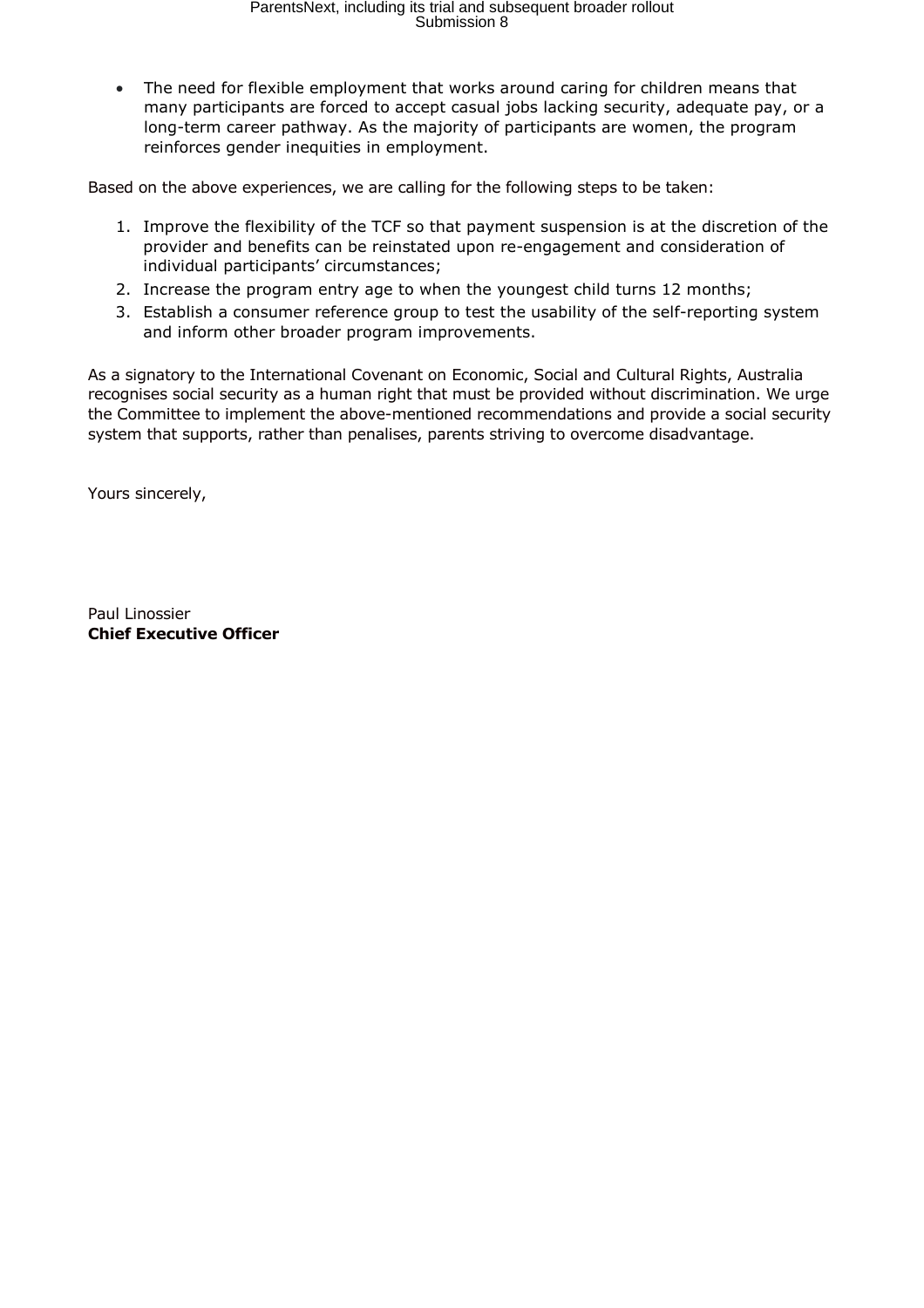- The need for flexible employment that works around caring for children means that many participants are forced to accept casual jobs lacking security, adequate pay, or a long-term career pathway. As the majority of participants are women, the program reinforces gender inequities in employment.

Based on the above experiences, we are calling for the following steps to be taken:

1. Improve the flexibility of the TCF so that payment suspension is at the discretion of the provider and benefits can be reinstated upon re-engagement and consideration of individual participants' circumstances;
2. Increase the program entry age to when the youngest child turns 12 months;
3. Establish a consumer reference group to test the usability of the self-reporting system and inform other broader program improvements.

As a signatory to the International Covenant on Economic, Social and Cultural Rights, Australia recognises social security as a human right that must be provided without discrimination. We urge the Committee to implement the above-mentioned recommendations and provide a social security system that supports, rather than penalises, parents striving to overcome disadvantage.

Yours sincerely,

Paul Linossier
**Chief Executive Officer**